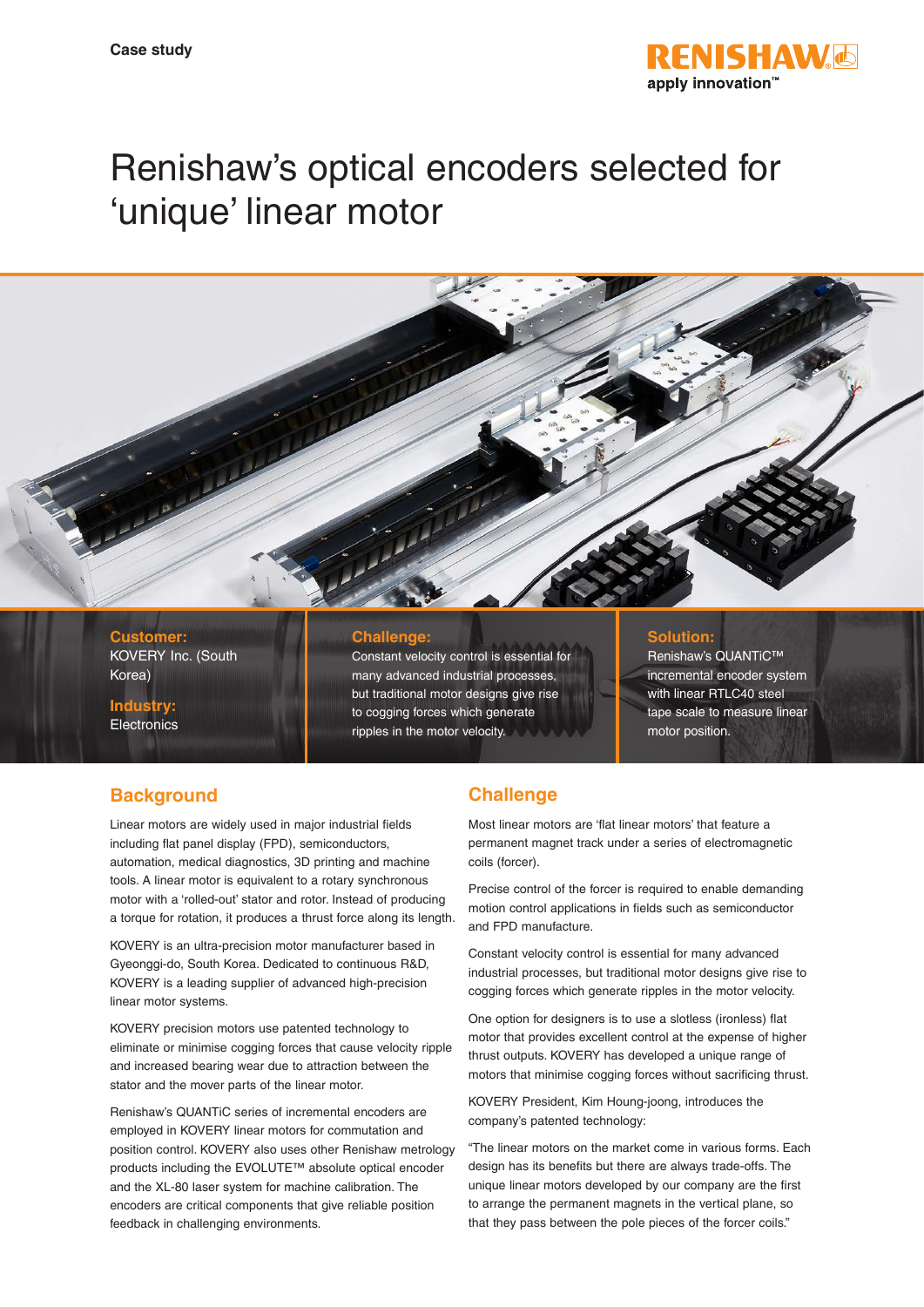Case study

# Renishaw's optical encoders selected for 'unique' linear motor

**Customer:**
KOVERY Inc. (South Korea)

**Industry:**
Electronics

**Challenge:**
Constant velocity control is essential for many advanced industrial processes, but traditional motor designs give rise to cogging forces which generate ripples in the motor velocity.

**Solution:**
Renishaw's QUANTiC™ incremental encoder system with linear RTLC40 steel tape scale to measure linear motor position.

## Background

Linear motors are widely used in major industrial fields including flat panel display (FPD), semiconductors, automation, medical diagnostics, 3D printing and machine tools. A linear motor is equivalent to a rotary synchronous motor with a 'rolled-out' stator and rotor. Instead of producing a torque for rotation, it produces a thrust force along its length.

KOVERY is an ultra-precision motor manufacturer based in Gyeonggi-do, South Korea. Dedicated to continuous R&D, KOVERY is a leading supplier of advanced high-precision linear motor systems.

KOVERY precision motors use patented technology to eliminate or minimise cogging forces that cause velocity ripple and increased bearing wear due to attraction between the stator and the mover parts of the linear motor.

Renishaw's QUANTiC series of incremental encoders are employed in KOVERY linear motors for commutation and position control. KOVERY also uses other Renishaw metrology products including the EVOLUTE™ absolute optical encoder and the XL-80 laser system for machine calibration. The encoders are critical components that give reliable position feedback in challenging environments.

## Challenge

Most linear motors are 'flat linear motors' that feature a permanent magnet track under a series of electromagnetic coils (forcer).

Precise control of the forcer is required to enable demanding motion control applications in fields such as semiconductor and FPD manufacture.

Constant velocity control is essential for many advanced industrial processes, but traditional motor designs give rise to cogging forces which generate ripples in the motor velocity.

One option for designers is to use a slotless (ironless) flat motor that provides excellent control at the expense of higher thrust outputs. KOVERY has developed a unique range of motors that minimise cogging forces without sacrificing thrust.

KOVERY President, Kim Houng-joong, introduces the company's patented technology:

"The linear motors on the market come in various forms. Each design has its benefits but there are always trade-offs. The unique linear motors developed by our company are the first to arrange the permanent magnets in the vertical plane, so that they pass between the pole pieces of the forcer coils."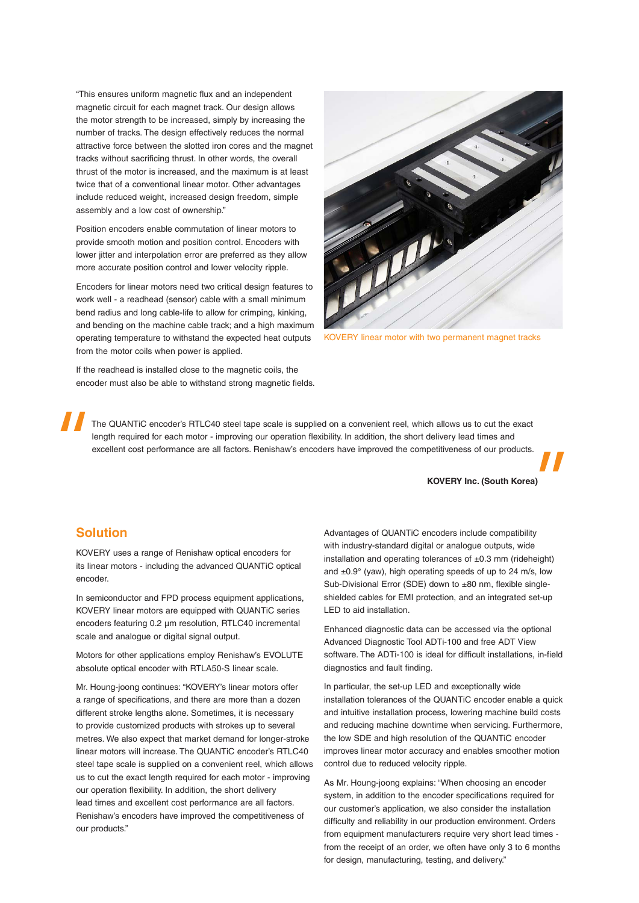"This ensures uniform magnetic flux and an independent magnetic circuit for each magnet track. Our design allows the motor strength to be increased, simply by increasing the number of tracks. The design effectively reduces the normal attractive force between the slotted iron cores and the magnet tracks without sacrificing thrust. In other words, the overall thrust of the motor is increased, and the maximum is at least twice that of a conventional linear motor. Other advantages include reduced weight, increased design freedom, simple assembly and a low cost of ownership."

Position encoders enable commutation of linear motors to provide smooth motion and position control. Encoders with lower jitter and interpolation error are preferred as they allow more accurate position control and lower velocity ripple.

Encoders for linear motors need two critical design features to work well - a readhead (sensor) cable with a small minimum bend radius and long cable-life to allow for crimping, kinking, and bending on the machine cable track; and a high maximum operating temperature to withstand the expected heat outputs from the motor coils when power is applied.

If the readhead is installed close to the magnetic coils, the encoder must also be able to withstand strong magnetic fields.

KOVERY linear motor with two permanent magnet tracks

> The QUANTiC encoder's RTLC40 steel tape scale is supplied on a convenient reel, which allows us to cut the exact length required for each motor - improving our operation flexibility. In addition, the short delivery lead times and excellent cost performance are all factors. Renishaw's encoders have improved the competitiveness of our products.
>
> **KOVERY Inc. (South Korea)**

## Solution

KOVERY uses a range of Renishaw optical encoders for its linear motors - including the advanced QUANTiC optical encoder.

In semiconductor and FPD process equipment applications, KOVERY linear motors are equipped with QUANTiC series encoders featuring 0.2 µm resolution, RTLC40 incremental scale and analogue or digital signal output.

Motors for other applications employ Renishaw's EVOLUTE absolute optical encoder with RTLA50-S linear scale.

Mr. Houng-joong continues: "KOVERY's linear motors offer a range of specifications, and there are more than a dozen different stroke lengths alone. Sometimes, it is necessary to provide customized products with strokes up to several metres. We also expect that market demand for longer-stroke linear motors will increase. The QUANTiC encoder's RTLC40 steel tape scale is supplied on a convenient reel, which allows us to cut the exact length required for each motor - improving our operation flexibility. In addition, the short delivery lead times and excellent cost performance are all factors. Renishaw's encoders have improved the competitiveness of our products."

Advantages of QUANTiC encoders include compatibility with industry-standard digital or analogue outputs, wide installation and operating tolerances of ±0.3 mm (rideheight) and ±0.9° (yaw), high operating speeds of up to 24 m/s, low Sub-Divisional Error (SDE) down to ±80 nm, flexible single-shielded cables for EMI protection, and an integrated set-up LED to aid installation.

Enhanced diagnostic data can be accessed via the optional Advanced Diagnostic Tool ADTi-100 and free ADT View software. The ADTi-100 is ideal for difficult installations, in-field diagnostics and fault finding.

In particular, the set-up LED and exceptionally wide installation tolerances of the QUANTiC encoder enable a quick and intuitive installation process, lowering machine build costs and reducing machine downtime when servicing. Furthermore, the low SDE and high resolution of the QUANTiC encoder improves linear motor accuracy and enables smoother motion control due to reduced velocity ripple.

As Mr. Houng-joong explains: "When choosing an encoder system, in addition to the encoder specifications required for our customer's application, we also consider the installation difficulty and reliability in our production environment. Orders from equipment manufacturers require very short lead times - from the receipt of an order, we often have only 3 to 6 months for design, manufacturing, testing, and delivery."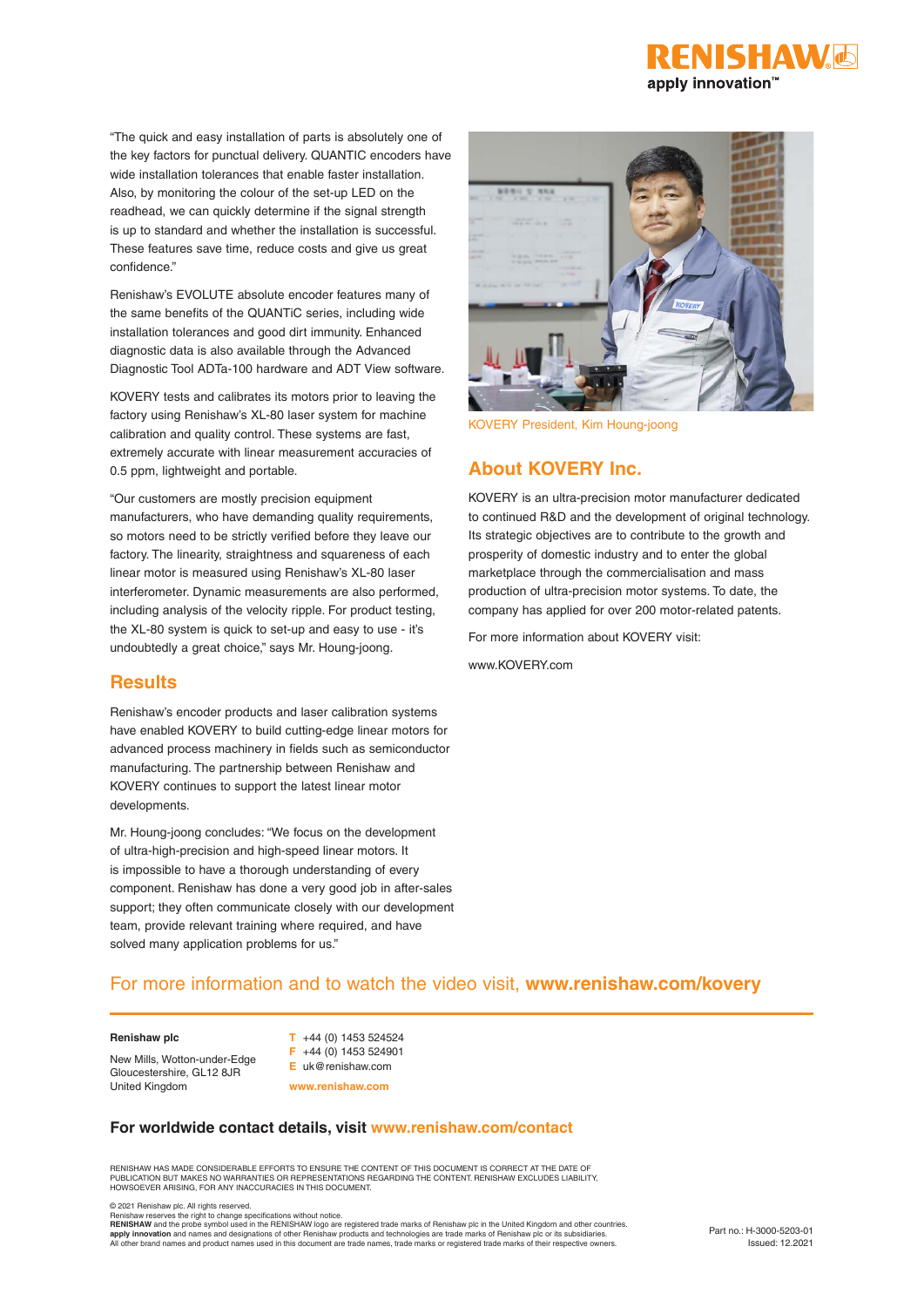"The quick and easy installation of parts is absolutely one of the key factors for punctual delivery. QUANTIC encoders have wide installation tolerances that enable faster installation. Also, by monitoring the colour of the set-up LED on the readhead, we can quickly determine if the signal strength is up to standard and whether the installation is successful. These features save time, reduce costs and give us great confidence."

Renishaw's EVOLUTE absolute encoder features many of the same benefits of the QUANTiC series, including wide installation tolerances and good dirt immunity. Enhanced diagnostic data is also available through the Advanced Diagnostic Tool ADTa-100 hardware and ADT View software.

KOVERY tests and calibrates its motors prior to leaving the factory using Renishaw's XL-80 laser system for machine calibration and quality control. These systems are fast, extremely accurate with linear measurement accuracies of 0.5 ppm, lightweight and portable.

"Our customers are mostly precision equipment manufacturers, who have demanding quality requirements, so motors need to be strictly verified before they leave our factory. The linearity, straightness and squareness of each linear motor is measured using Renishaw's XL-80 laser interferometer. Dynamic measurements are also performed, including analysis of the velocity ripple. For product testing, the XL-80 system is quick to set-up and easy to use - it's undoubtedly a great choice," says Mr. Houng-joong.

## Results

Renishaw's encoder products and laser calibration systems have enabled KOVERY to build cutting-edge linear motors for advanced process machinery in fields such as semiconductor manufacturing. The partnership between Renishaw and KOVERY continues to support the latest linear motor developments.

Mr. Houng-joong concludes: "We focus on the development of ultra-high-precision and high-speed linear motors. It is impossible to have a thorough understanding of every component. Renishaw has done a very good job in after-sales support; they often communicate closely with our development team, provide relevant training where required, and have solved many application problems for us."

KOVERY President, Kim Houng-joong

## About KOVERY Inc.

KOVERY is an ultra-precision motor manufacturer dedicated to continued R&D and the development of original technology. Its strategic objectives are to contribute to the growth and prosperity of domestic industry and to enter the global marketplace through the commercialisation and mass production of ultra-precision motor systems. To date, the company has applied for over 200 motor-related patents.

For more information about KOVERY visit:

www.KOVERY.com

For more information and to watch the video visit, **www.renishaw.com/kovery**

**Renishaw plc**

New Mills, Wotton-under-Edge
Gloucestershire, GL12 8JR
United Kingdom

**T** +44 (0) 1453 524524
**F** +44 (0) 1453 524901
**E** uk@renishaw.com

**www.renishaw.com**

**For worldwide contact details, visit www.renishaw.com/contact**

RENISHAW HAS MADE CONSIDERABLE EFFORTS TO ENSURE THE CONTENT OF THIS DOCUMENT IS CORRECT AT THE DATE OF PUBLICATION BUT MAKES NO WARRANTIES OR REPRESENTATIONS REGARDING THE CONTENT. RENISHAW EXCLUDES LIABILITY, HOWSOEVER ARISING, FOR ANY INACCURACIES IN THIS DOCUMENT.

© 2021 Renishaw plc. All rights reserved.
Renishaw reserves the right to change specifications without notice.
**RENISHAW** and the probe symbol used in the RENISHAW logo are registered trade marks of Renishaw plc in the United Kingdom and other countries.
**apply innovation** and names and designations of other Renishaw products and technologies are trade marks of Renishaw plc or its subsidiaries.
All other brand names and product names used in this document are trade names, trade marks or registered trade marks of their respective owners.

Part no.: H-3000-5203-01
Issued: 12.2021